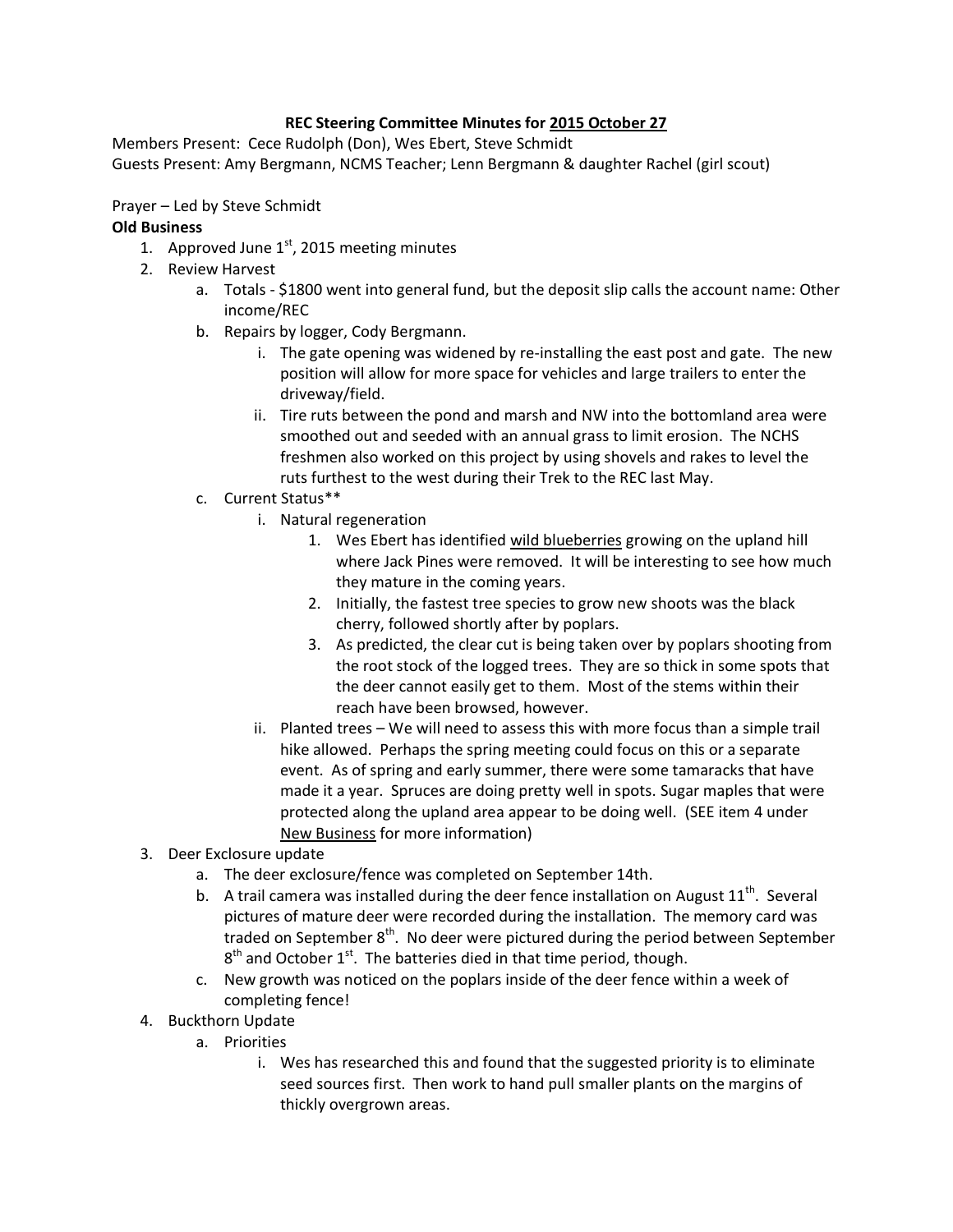**REC Steering Committee Minutes for 2015 October 27**

Members Present: Cece Rudolph (Don), Wes Ebert, Steve Schmidt
Guests Present: Amy Bergmann, NCMS Teacher; Lenn Bergmann & daughter Rachel (girl scout)

Prayer – Led by Steve Schmidt

**Old Business**

1. Approved June 1st, 2015 meeting minutes
2. Review Harvest
   a. Totals - $1800 went into general fund, but the deposit slip calls the account name: Other income/REC
   b. Repairs by logger, Cody Bergmann.
      i. The gate opening was widened by re-installing the east post and gate. The new position will allow for more space for vehicles and large trailers to enter the driveway/field.
      ii. Tire ruts between the pond and marsh and NW into the bottomland area were smoothed out and seeded with an annual grass to limit erosion. The NCHS freshmen also worked on this project by using shovels and rakes to level the ruts furthest to the west during their Trek to the REC last May.
   c. Current Status**
      i. Natural regeneration
         1. Wes Ebert has identified wild blueberries growing on the upland hill where Jack Pines were removed. It will be interesting to see how much they mature in the coming years.
         2. Initially, the fastest tree species to grow new shoots was the black cherry, followed shortly after by poplars.
         3. As predicted, the clear cut is being taken over by poplars shooting from the root stock of the logged trees. They are so thick in some spots that the deer cannot easily get to them. Most of the stems within their reach have been browsed, however.
      ii. Planted trees – We will need to assess this with more focus than a simple trail hike allowed. Perhaps the spring meeting could focus on this or a separate event. As of spring and early summer, there were some tamaracks that have made it a year. Spruces are doing pretty well in spots. Sugar maples that were protected along the upland area appear to be doing well. (SEE item 4 under New Business for more information)
3. Deer Exclosure update
   a. The deer exclosure/fence was completed on September 14th.
   b. A trail camera was installed during the deer fence installation on August 11th. Several pictures of mature deer were recorded during the installation. The memory card was traded on September 8th. No deer were pictured during the period between September 8th and October 1st. The batteries died in that time period, though.
   c. New growth was noticed on the poplars inside of the deer fence within a week of completing fence!
4. Buckthorn Update
   a. Priorities
      i. Wes has researched this and found that the suggested priority is to eliminate seed sources first. Then work to hand pull smaller plants on the margins of thickly overgrown areas.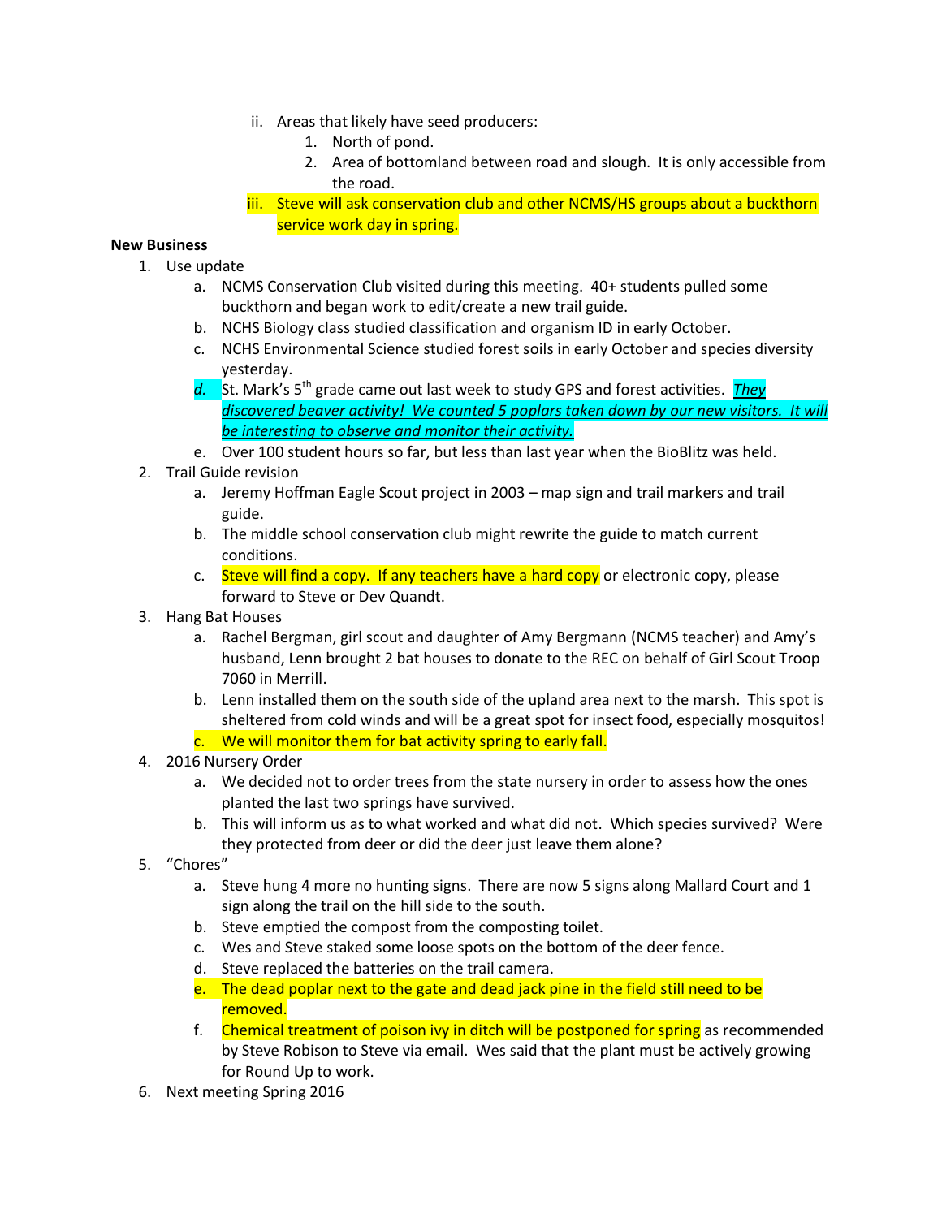ii. Areas that likely have seed producers:
      1. North of pond.
      2. Area of bottomland between road and slough. It is only accessible from the road.
   iii. Steve will ask conservation club and other NCMS/HS groups about a buckthorn service work day in spring.

**New Business**

1. Use update
   a. NCMS Conservation Club visited during this meeting. 40+ students pulled some buckthorn and began work to edit/create a new trail guide.
   b. NCHS Biology class studied classification and organism ID in early October.
   c. NCHS Environmental Science studied forest soils in early October and species diversity yesterday.
   *d.* St. Mark's 5th grade came out last week to study GPS and forest activities. *They discovered beaver activity! We counted 5 poplars taken down by our new visitors. It will be interesting to observe and monitor their activity.*
   e. Over 100 student hours so far, but less than last year when the BioBlitz was held.
2. Trail Guide revision
   a. Jeremy Hoffman Eagle Scout project in 2003 – map sign and trail markers and trail guide.
   b. The middle school conservation club might rewrite the guide to match current conditions.
   c. Steve will find a copy. If any teachers have a hard copy or electronic copy, please forward to Steve or Dev Quandt.
3. Hang Bat Houses
   a. Rachel Bergman, girl scout and daughter of Amy Bergmann (NCMS teacher) and Amy's husband, Lenn brought 2 bat houses to donate to the REC on behalf of Girl Scout Troop 7060 in Merrill.
   b. Lenn installed them on the south side of the upland area next to the marsh. This spot is sheltered from cold winds and will be a great spot for insect food, especially mosquitos!
   c. We will monitor them for bat activity spring to early fall.
4. 2016 Nursery Order
   a. We decided not to order trees from the state nursery in order to assess how the ones planted the last two springs have survived.
   b. This will inform us as to what worked and what did not. Which species survived? Were they protected from deer or did the deer just leave them alone?
5. "Chores"
   a. Steve hung 4 more no hunting signs. There are now 5 signs along Mallard Court and 1 sign along the trail on the hill side to the south.
   b. Steve emptied the compost from the composting toilet.
   c. Wes and Steve staked some loose spots on the bottom of the deer fence.
   d. Steve replaced the batteries on the trail camera.
   e. The dead poplar next to the gate and dead jack pine in the field still need to be removed.
   f. Chemical treatment of poison ivy in ditch will be postponed for spring as recommended by Steve Robison to Steve via email. Wes said that the plant must be actively growing for Round Up to work.
6. Next meeting Spring 2016